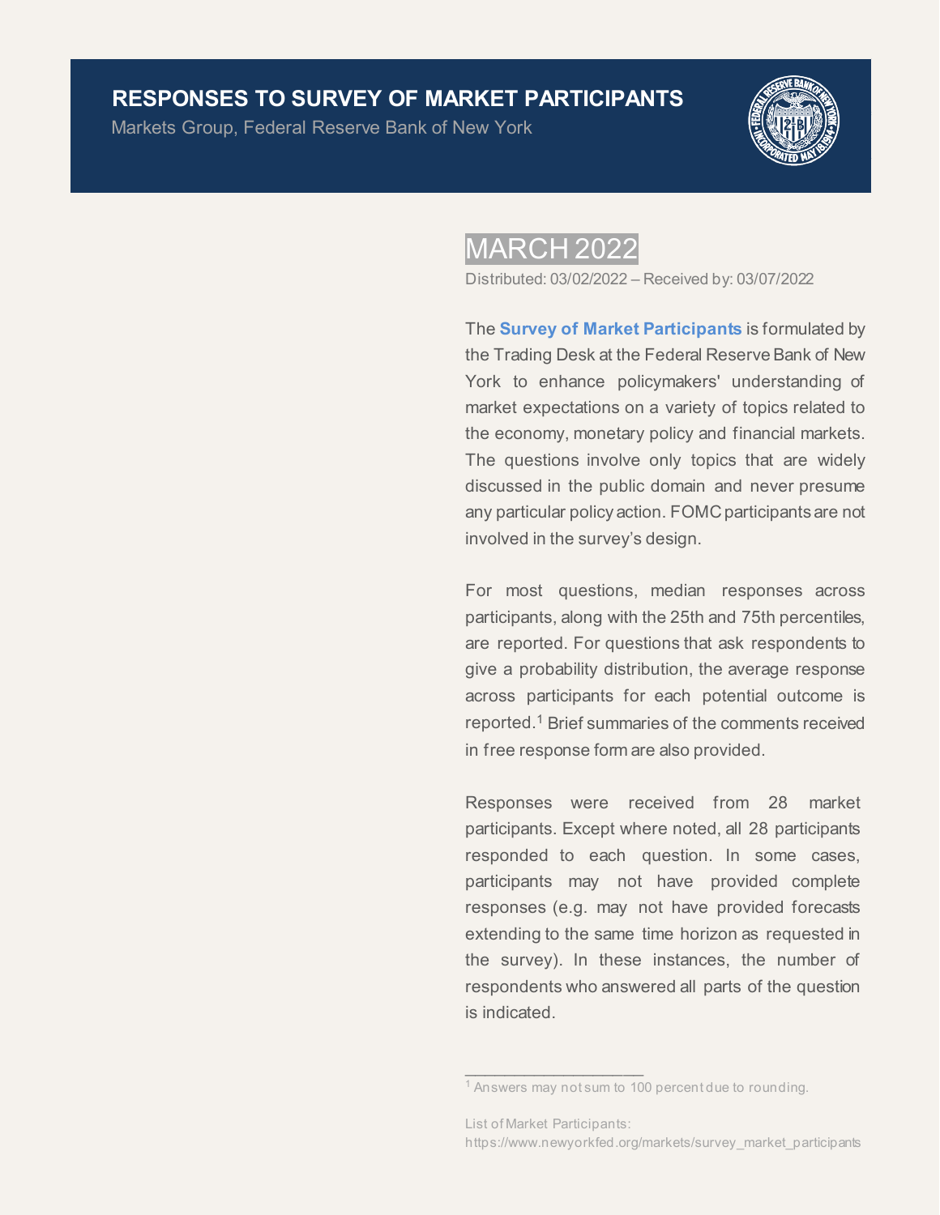# RESPONSES TO SURVEY OF MARKET PARTICIPANTS

Markets Group, Federal Reserve Bank of New York

## MARCH 2022

Distributed: 03/02/2022 – Received by: 03/07/2022

The **Survey of Market Participants** is formulated by the Trading Desk at the Federal Reserve Bank of New York to enhance policymakers' understanding of market expectations on a variety of topics related to the economy, monetary policy and financial markets. The questions involve only topics that are widely discussed in the public domain and never presume any particular policy action. FOMC participants are not involved in the survey's design.

For most questions, median responses across participants, along with the 25th and 75th percentiles, are reported. For questions that ask respondents to give a probability distribution, the average response across participants for each potential outcome is reported.[1] Brief summaries of the comments received in free response form are also provided.

Responses were received from 28 market participants. Except where noted, all 28 participants responded to each question. In some cases, participants may not have provided complete responses (e.g. may not have provided forecasts extending to the same time horizon as requested in the survey). In these instances, the number of respondents who answered all parts of the question is indicated.

---

[1] Answers may not sum to 100 percent due to rounding.

List of Market Participants: https://www.newyorkfed.org/markets/survey_market_participants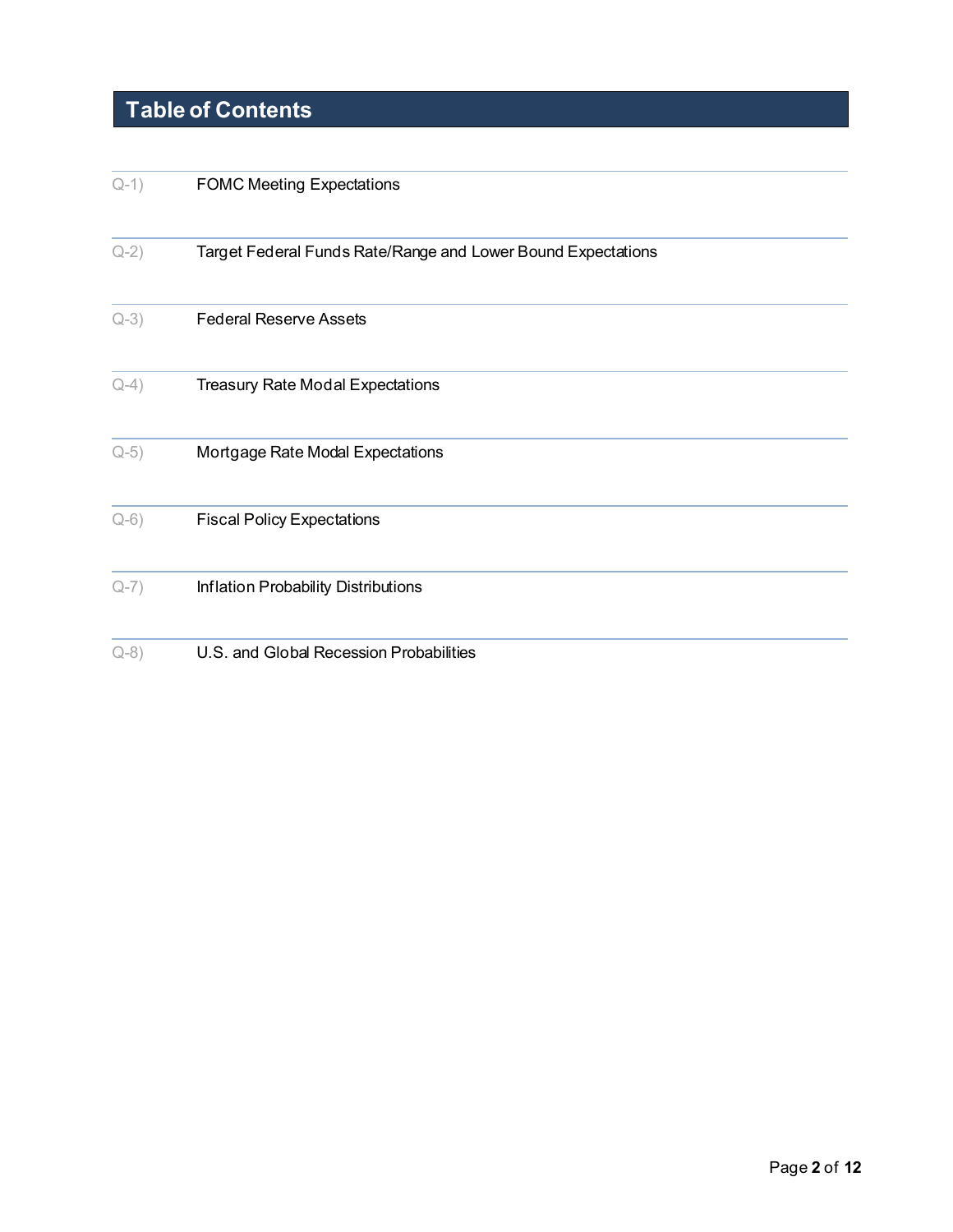# Table of Contents

| | |
|---|---|
| Q-1) | FOMC Meeting Expectations |
| Q-2) | Target Federal Funds Rate/Range and Lower Bound Expectations |
| Q-3) | Federal Reserve Assets |
| Q-4) | Treasury Rate Modal Expectations |
| Q-5) | Mortgage Rate Modal Expectations |
| Q-6) | Fiscal Policy Expectations |
| Q-7) | Inflation Probability Distributions |
| Q-8) | U.S. and Global Recession Probabilities |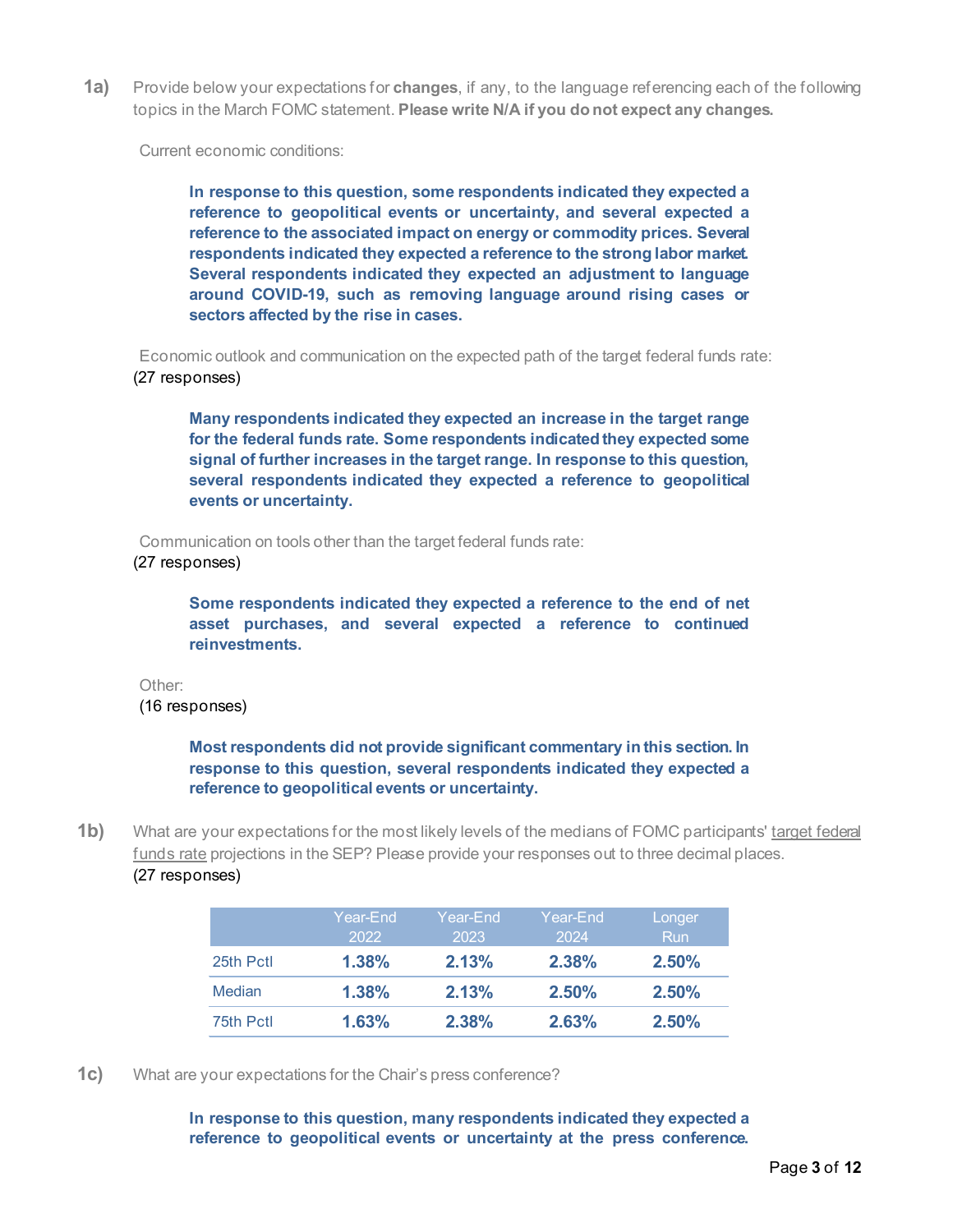**1a)** Provide below your expectations for **changes**, if any, to the language referencing each of the following topics in the March FOMC statement. **Please write N/A if you do not expect any changes.**

Current economic conditions:

**In response to this question, some respondents indicated they expected a reference to geopolitical events or uncertainty, and several expected a reference to the associated impact on energy or commodity prices. Several respondents indicated they expected a reference to the strong labor market. Several respondents indicated they expected an adjustment to language around COVID-19, such as removing language around rising cases or sectors affected by the rise in cases.**

Economic outlook and communication on the expected path of the target federal funds rate:
(27 responses)

**Many respondents indicated they expected an increase in the target range for the federal funds rate. Some respondents indicated they expected some signal of further increases in the target range. In response to this question, several respondents indicated they expected a reference to geopolitical events or uncertainty.**

Communication on tools other than the target federal funds rate:
(27 responses)

**Some respondents indicated they expected a reference to the end of net asset purchases, and several expected a reference to continued reinvestments.**

Other:
(16 responses)

**Most respondents did not provide significant commentary in this section. In response to this question, several respondents indicated they expected a reference to geopolitical events or uncertainty.**

**1b)** What are your expectations for the most likely levels of the medians of FOMC participants' target federal funds rate projections in the SEP? Please provide your responses out to three decimal places.
(27 responses)

| | Year-End 2022 | Year-End 2023 | Year-End 2024 | Longer Run |
|---|---|---|---|---|
| 25th Pctl | **1.38%** | **2.13%** | **2.38%** | **2.50%** |
| Median | **1.38%** | **2.13%** | **2.50%** | **2.50%** |
| 75th Pctl | **1.63%** | **2.38%** | **2.63%** | **2.50%** |

**1c)** What are your expectations for the Chair's press conference?

**In response to this question, many respondents indicated they expected a reference to geopolitical events or uncertainty at the press conference.**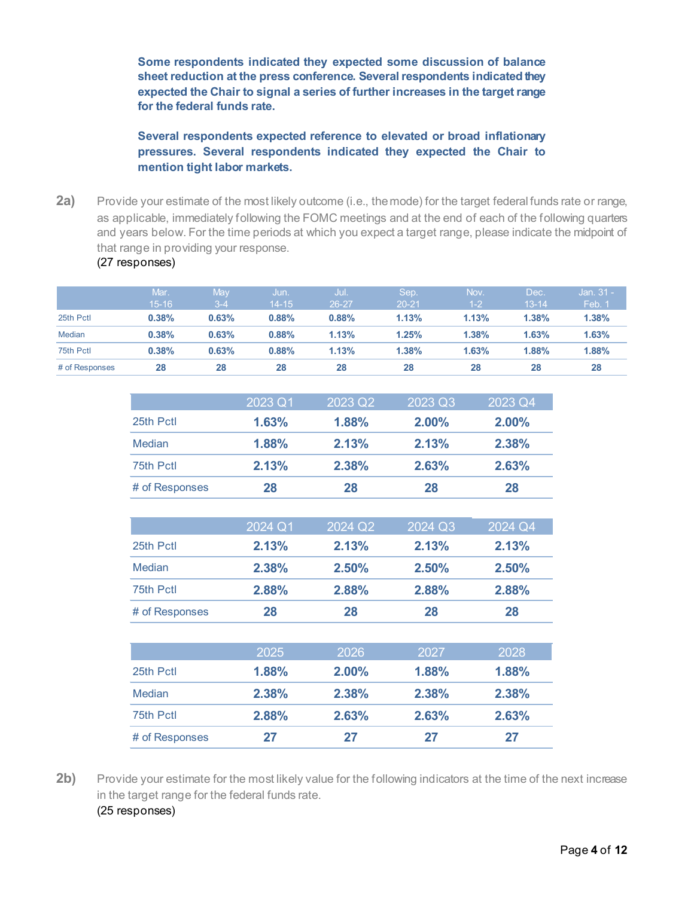**Some respondents indicated they expected some discussion of balance sheet reduction at the press conference. Several respondents indicated they expected the Chair to signal a series of further increases in the target range for the federal funds rate.**

**Several respondents expected reference to elevated or broad inflationary pressures. Several respondents indicated they expected the Chair to mention tight labor markets.**

**2a)** Provide your estimate of the most likely outcome (i.e., the mode) for the target federal funds rate or range, as applicable, immediately following the FOMC meetings and at the end of each of the following quarters and years below. For the time periods at which you expect a target range, please indicate the midpoint of that range in providing your response.
(27 responses)

| | Mar. 15-16 | May 3-4 | Jun. 14-15 | Jul. 26-27 | Sep. 20-21 | Nov. 1-2 | Dec. 13-14 | Jan. 31 - Feb. 1 |
|---|---|---|---|---|---|---|---|---|
| 25th Pctl | 0.38% | 0.63% | 0.88% | 0.88% | 1.13% | 1.13% | 1.38% | 1.38% |
| Median | 0.38% | 0.63% | 0.88% | 1.13% | 1.25% | 1.38% | 1.63% | 1.63% |
| 75th Pctl | 0.38% | 0.63% | 0.88% | 1.13% | 1.38% | 1.63% | 1.88% | 1.88% |
| # of Responses | 28 | 28 | 28 | 28 | 28 | 28 | 28 | 28 |

| | 2023 Q1 | 2023 Q2 | 2023 Q3 | 2023 Q4 |
|---|---|---|---|---|
| 25th Pctl | 1.63% | 1.88% | 2.00% | 2.00% |
| Median | 1.88% | 2.13% | 2.13% | 2.38% |
| 75th Pctl | 2.13% | 2.38% | 2.63% | 2.63% |
| # of Responses | 28 | 28 | 28 | 28 |

| | 2024 Q1 | 2024 Q2 | 2024 Q3 | 2024 Q4 |
|---|---|---|---|---|
| 25th Pctl | 2.13% | 2.13% | 2.13% | 2.13% |
| Median | 2.38% | 2.50% | 2.50% | 2.50% |
| 75th Pctl | 2.88% | 2.88% | 2.88% | 2.88% |
| # of Responses | 28 | 28 | 28 | 28 |

| | 2025 | 2026 | 2027 | 2028 |
|---|---|---|---|---|
| 25th Pctl | 1.88% | 2.00% | 1.88% | 1.88% |
| Median | 2.38% | 2.38% | 2.38% | 2.38% |
| 75th Pctl | 2.88% | 2.63% | 2.63% | 2.63% |
| # of Responses | 27 | 27 | 27 | 27 |

**2b)** Provide your estimate for the most likely value for the following indicators at the time of the next increase in the target range for the federal funds rate.
(25 responses)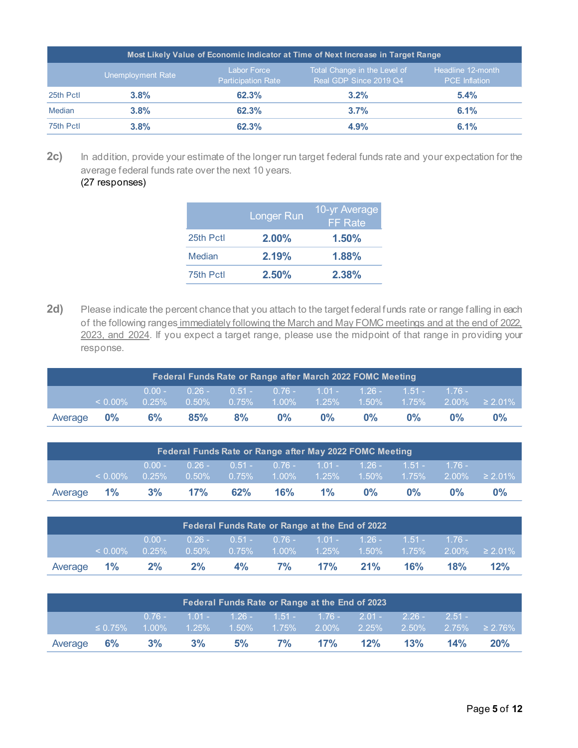| Most Likely Value of Economic Indicator at Time of Next Increase in Target Range | | | | |
|---|---|---|---|---|
| | Unemployment Rate | Labor Force Participation Rate | Total Change in the Level of Real GDP Since 2019 Q4 | Headline 12-month PCE Inflation |
| 25th Pctl | **3.8%** | **62.3%** | **3.2%** | **5.4%** |
| Median | **3.8%** | **62.3%** | **3.7%** | **6.1%** |
| 75th Pctl | **3.8%** | **62.3%** | **4.9%** | **6.1%** |

**2c)** In addition, provide your estimate of the longer run target federal funds rate and your expectation for the average federal funds rate over the next 10 years.
(27 responses)

| | Longer Run | 10-yr Average FF Rate |
|---|---|---|
| 25th Pctl | **2.00%** | **1.50%** |
| Median | **2.19%** | **1.88%** |
| 75th Pctl | **2.50%** | **2.38%** |

**2d)** Please indicate the percent chance that you attach to the target federal funds rate or range falling in each of the following ranges immediately following the March and May FOMC meetings and at the end of 2022, 2023, and 2024. If you expect a target range, please use the midpoint of that range in providing your response.

| Federal Funds Rate or Range after March 2022 FOMC Meeting | | | | | | | | | | |
|---|---|---|---|---|---|---|---|---|---|---|
| | < 0.00% | 0.00 - 0.25% | 0.26 - 0.50% | 0.51 - 0.75% | 0.76 - 1.00% | 1.01 - 1.25% | 1.26 - 1.50% | 1.51 - 1.75% | 1.76 - 2.00% | ≥ 2.01% |
| Average | **0%** | **6%** | **85%** | **8%** | **0%** | **0%** | **0%** | **0%** | **0%** | **0%** |

| Federal Funds Rate or Range after May 2022 FOMC Meeting | | | | | | | | | | |
|---|---|---|---|---|---|---|---|---|---|---|
| | < 0.00% | 0.00 - 0.25% | 0.26 - 0.50% | 0.51 - 0.75% | 0.76 - 1.00% | 1.01 - 1.25% | 1.26 - 1.50% | 1.51 - 1.75% | 1.76 - 2.00% | ≥ 2.01% |
| Average | **1%** | **3%** | **17%** | **62%** | **16%** | **1%** | **0%** | **0%** | **0%** | **0%** |

| Federal Funds Rate or Range at the End of 2022 | | | | | | | | | | |
|---|---|---|---|---|---|---|---|---|---|---|
| | < 0.00% | 0.00 - 0.25% | 0.26 - 0.50% | 0.51 - 0.75% | 0.76 - 1.00% | 1.01 - 1.25% | 1.26 - 1.50% | 1.51 - 1.75% | 1.76 - 2.00% | ≥ 2.01% |
| Average | **1%** | **2%** | **2%** | **4%** | **7%** | **17%** | **21%** | **16%** | **18%** | **12%** |

| Federal Funds Rate or Range at the End of 2023 | | | | | | | | | | |
|---|---|---|---|---|---|---|---|---|---|---|
| | ≤ 0.75% | 0.76 - 1.00% | 1.01 - 1.25% | 1.26 - 1.50% | 1.51 - 1.75% | 1.76 - 2.00% | 2.01 - 2.25% | 2.26 - 2.50% | 2.51 - 2.75% | ≥ 2.76% |
| Average | **6%** | **3%** | **3%** | **5%** | **7%** | **17%** | **12%** | **13%** | **14%** | **20%** |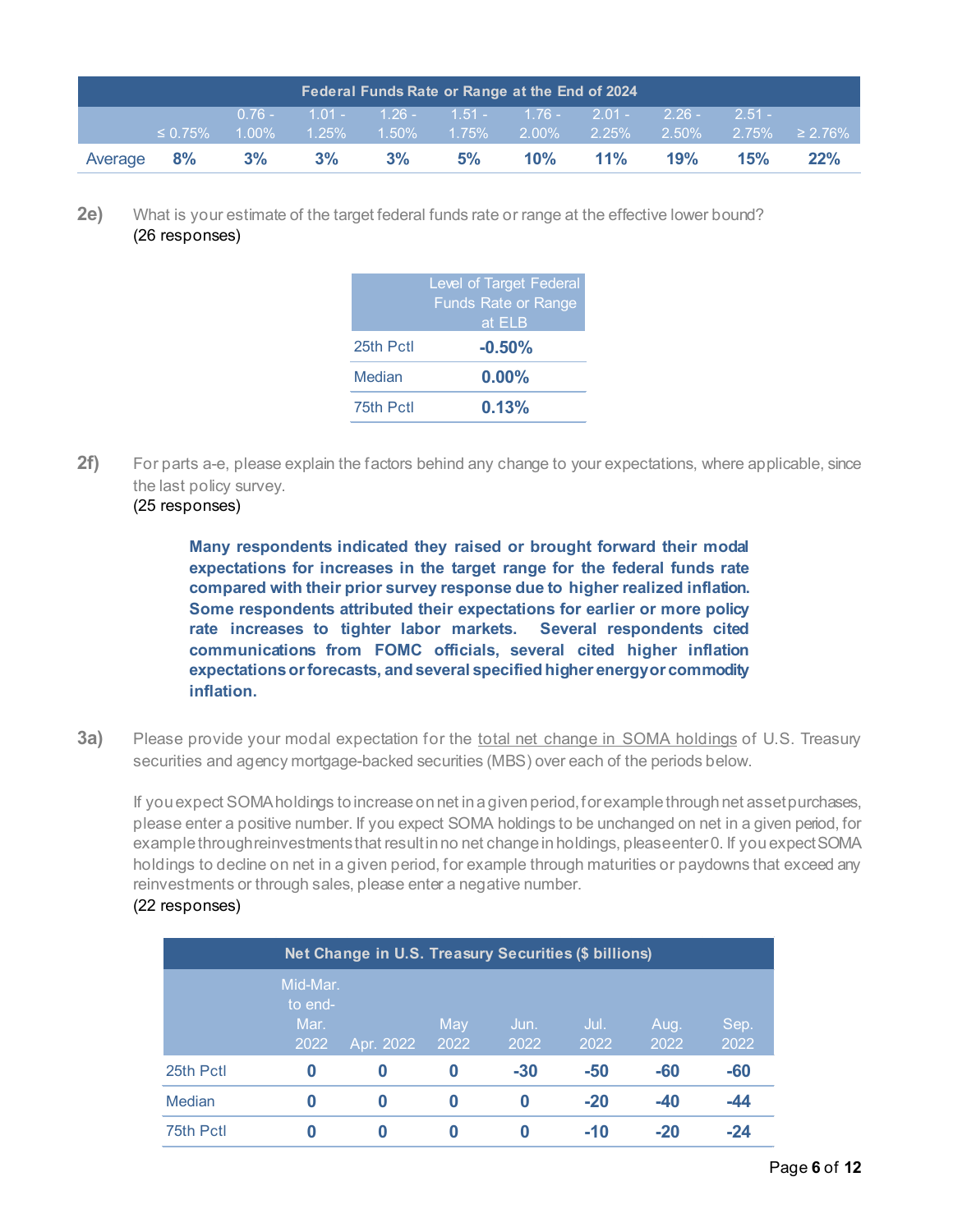| Federal Funds Rate or Range at the End of 2024 | | | | | | | | | | |
|---|---|---|---|---|---|---|---|---|---|---|
| | ≤ 0.75% | 0.76 - 1.00% | 1.01 - 1.25% | 1.26 - 1.50% | 1.51 - 1.75% | 1.76 - 2.00% | 2.01 - 2.25% | 2.26 - 2.50% | 2.51 - 2.75% | ≥ 2.76% |
| Average | **8%** | **3%** | **3%** | **3%** | **5%** | **10%** | **11%** | **19%** | **15%** | **22%** |

**2e)** What is your estimate of the target federal funds rate or range at the effective lower bound?
(26 responses)

| | Level of Target Federal Funds Rate or Range at ELB |
|---|---|
| 25th Pctl | **-0.50%** |
| Median | **0.00%** |
| 75th Pctl | **0.13%** |

**2f)** For parts a-e, please explain the factors behind any change to your expectations, where applicable, since the last policy survey.
(25 responses)

> **Many respondents indicated they raised or brought forward their modal expectations for increases in the target range for the federal funds rate compared with their prior survey response due to higher realized inflation. Some respondents attributed their expectations for earlier or more policy rate increases to tighter labor markets. Several respondents cited communications from FOMC officials, several cited higher inflation expectations or forecasts, and several specified higher energy or commodity inflation.**

**3a)** Please provide your modal expectation for the total net change in SOMA holdings of U.S. Treasury securities and agency mortgage-backed securities (MBS) over each of the periods below.

If you expect SOMA holdings to increase on net in a given period, for example through net asset purchases, please enter a positive number. If you expect SOMA holdings to be unchanged on net in a given period, for example through reinvestments that result in no net change in holdings, please enter 0. If you expect SOMA holdings to decline on net in a given period, for example through maturities or paydowns that exceed any reinvestments or through sales, please enter a negative number.
(22 responses)

| Net Change in U.S. Treasury Securities ($ billions) | | | | | | | |
|---|---|---|---|---|---|---|---|
| | Mid-Mar. to end-Mar. 2022 | Apr. 2022 | May 2022 | Jun. 2022 | Jul. 2022 | Aug. 2022 | Sep. 2022 |
| 25th Pctl | **0** | **0** | **0** | **-30** | **-50** | **-60** | **-60** |
| Median | **0** | **0** | **0** | **0** | **-20** | **-40** | **-44** |
| 75th Pctl | **0** | **0** | **0** | **0** | **-10** | **-20** | **-24** |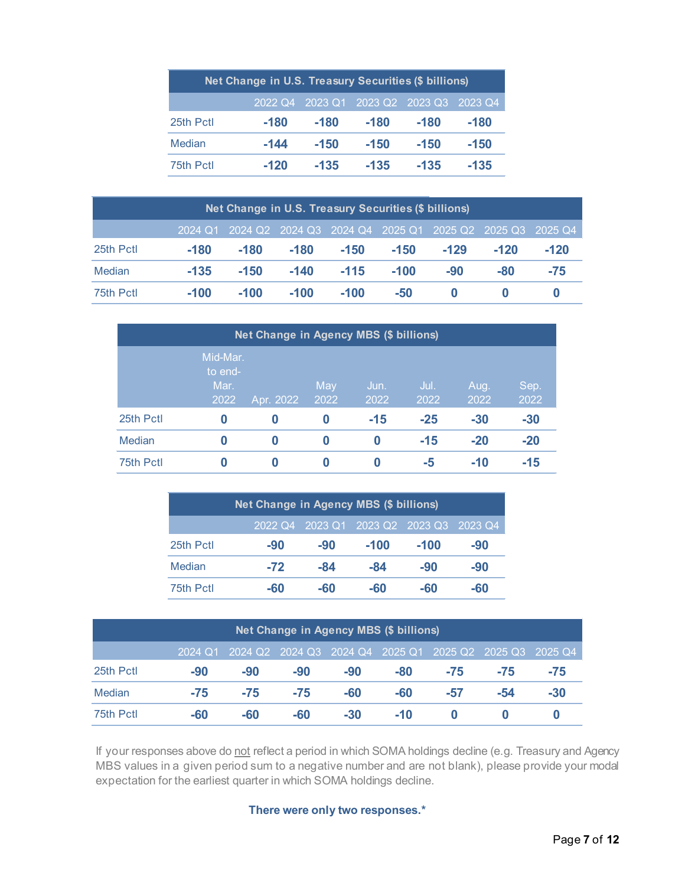| Net Change in U.S. Treasury Securities ($ billions) | | | | | |
|---|---|---|---|---|---|
| | 2022 Q4 | 2023 Q1 | 2023 Q2 | 2023 Q3 | 2023 Q4 |
| 25th Pctl | **-180** | **-180** | **-180** | **-180** | **-180** |
| Median | **-144** | **-150** | **-150** | **-150** | **-150** |
| 75th Pctl | **-120** | **-135** | **-135** | **-135** | **-135** |

| Net Change in U.S. Treasury Securities ($ billions) | | | | | | | | |
|---|---|---|---|---|---|---|---|---|
| | 2024 Q1 | 2024 Q2 | 2024 Q3 | 2024 Q4 | 2025 Q1 | 2025 Q2 | 2025 Q3 | 2025 Q4 |
| 25th Pctl | **-180** | **-180** | **-180** | **-150** | **-150** | **-129** | **-120** | **-120** |
| Median | **-135** | **-150** | **-140** | **-115** | **-100** | **-90** | **-80** | **-75** |
| 75th Pctl | **-100** | **-100** | **-100** | **-100** | **-50** | **0** | **0** | **0** |

| Net Change in Agency MBS ($ billions) | | | | | | | |
|---|---|---|---|---|---|---|---|
| | Mid-Mar. to end-Mar. 2022 | Apr. 2022 | May 2022 | Jun. 2022 | Jul. 2022 | Aug. 2022 | Sep. 2022 |
| 25th Pctl | **0** | **0** | **0** | **-15** | **-25** | **-30** | **-30** |
| Median | **0** | **0** | **0** | **0** | **-15** | **-20** | **-20** |
| 75th Pctl | **0** | **0** | **0** | **0** | **-5** | **-10** | **-15** |

| Net Change in Agency MBS ($ billions) | | | | | |
|---|---|---|---|---|---|
| | 2022 Q4 | 2023 Q1 | 2023 Q2 | 2023 Q3 | 2023 Q4 |
| 25th Pctl | **-90** | **-90** | **-100** | **-100** | **-90** |
| Median | **-72** | **-84** | **-84** | **-90** | **-90** |
| 75th Pctl | **-60** | **-60** | **-60** | **-60** | **-60** |

| Net Change in Agency MBS ($ billions) | | | | | | | | |
|---|---|---|---|---|---|---|---|---|
| | 2024 Q1 | 2024 Q2 | 2024 Q3 | 2024 Q4 | 2025 Q1 | 2025 Q2 | 2025 Q3 | 2025 Q4 |
| 25th Pctl | **-90** | **-90** | **-90** | **-90** | **-80** | **-75** | **-75** | **-75** |
| Median | **-75** | **-75** | **-75** | **-60** | **-60** | **-57** | **-54** | **-30** |
| 75th Pctl | **-60** | **-60** | **-60** | **-30** | **-10** | **0** | **0** | **0** |

If your responses above do not reflect a period in which SOMA holdings decline (e.g. Treasury and Agency MBS values in a given period sum to a negative number and are not blank), please provide your modal expectation for the earliest quarter in which SOMA holdings decline.

**There were only two responses.***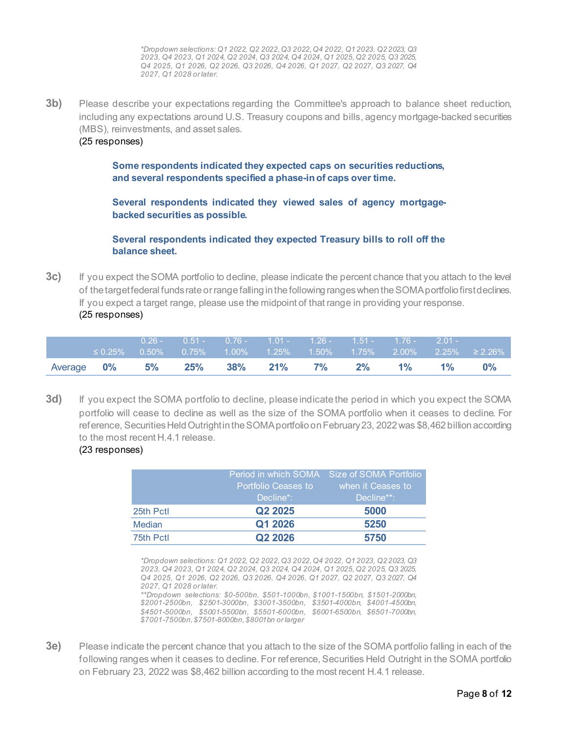*\*Dropdown selections: Q1 2022, Q2 2022, Q3 2022, Q4 2022, Q1 2023, Q2 2023, Q3 2023, Q4 2023, Q1 2024, Q2 2024, Q3 2024, Q4 2024, Q1 2025, Q2 2025, Q3 2025, Q4 2025, Q1 2026, Q2 2026, Q3 2026, Q4 2026, Q1 2027, Q2 2027, Q3 2027, Q4 2027, Q1 2028 or later.*

**3b)** Please describe your expectations regarding the Committee's approach to balance sheet reduction, including any expectations around U.S. Treasury coupons and bills, agency mortgage-backed securities (MBS), reinvestments, and asset sales.
(25 responses)

**Some respondents indicated they expected caps on securities reductions, and several respondents specified a phase-in of caps over time.**

**Several respondents indicated they viewed sales of agency mortgage-backed securities as possible.**

**Several respondents indicated they expected Treasury bills to roll off the balance sheet.**

**3c)** If you expect the SOMA portfolio to decline, please indicate the percent chance that you attach to the level of the target federal funds rate or range falling in the following ranges when the SOMA portfolio first declines. If you expect a target range, please use the midpoint of that range in providing your response.
(25 responses)

| | ≤ 0.25% | 0.26 - 0.50% | 0.51 - 0.75% | 0.76 - 1.00% | 1.01 - 1.25% | 1.26 - 1.50% | 1.51 - 1.75% | 1.76 - 2.00% | 2.01 - 2.25% | ≥ 2.26% |
|---|---|---|---|---|---|---|---|---|---|---|
| Average | **0%** | **5%** | **25%** | **38%** | **21%** | **7%** | **2%** | **1%** | **1%** | **0%** |

**3d)** If you expect the SOMA portfolio to decline, please indicate the period in which you expect the SOMA portfolio will cease to decline as well as the size of the SOMA portfolio when it ceases to decline. For reference, Securities Held Outright in the SOMA portfolio on February 23, 2022 was $8,462 billion according to the most recent H.4.1 release.
(23 responses)

| | Period in which SOMA Portfolio Ceases to Decline*: | Size of SOMA Portfolio when it Ceases to Decline**: |
|---|---|---|
| 25th Pctl | **Q2 2025** | **5000** |
| Median | **Q1 2026** | **5250** |
| 75th Pctl | **Q2 2026** | **5750** |

*\*Dropdown selections: Q1 2022, Q2 2022, Q3 2022, Q4 2022, Q1 2023, Q2 2023, Q3 2023, Q4 2023, Q1 2024, Q2 2024, Q3 2024, Q4 2024, Q1 2025, Q2 2025, Q3 2025, Q4 2025, Q1 2026, Q2 2026, Q3 2026, Q4 2026, Q1 2027, Q2 2027, Q3 2027, Q4 2027, Q1 2028 or later.*
*\*\*Dropdown selections: $0-500bn, $501-1000bn, $1001-1500bn, $1501-2000bn, $2001-2500bn, $2501-3000bn, $3001-3500bn, $3501-4000bn, $4001-4500bn, $4501-5000bn, $5001-5500bn, $5501-6000bn, $6001-6500bn, $6501-7000bn, $7001-7500bn, $7501-8000bn, $8001bn or larger*

**3e)** Please indicate the percent chance that you attach to the size of the SOMA portfolio falling in each of the following ranges when it ceases to decline. For reference, Securities Held Outright in the SOMA portfolio on February 23, 2022 was $8,462 billion according to the most recent H.4.1 release.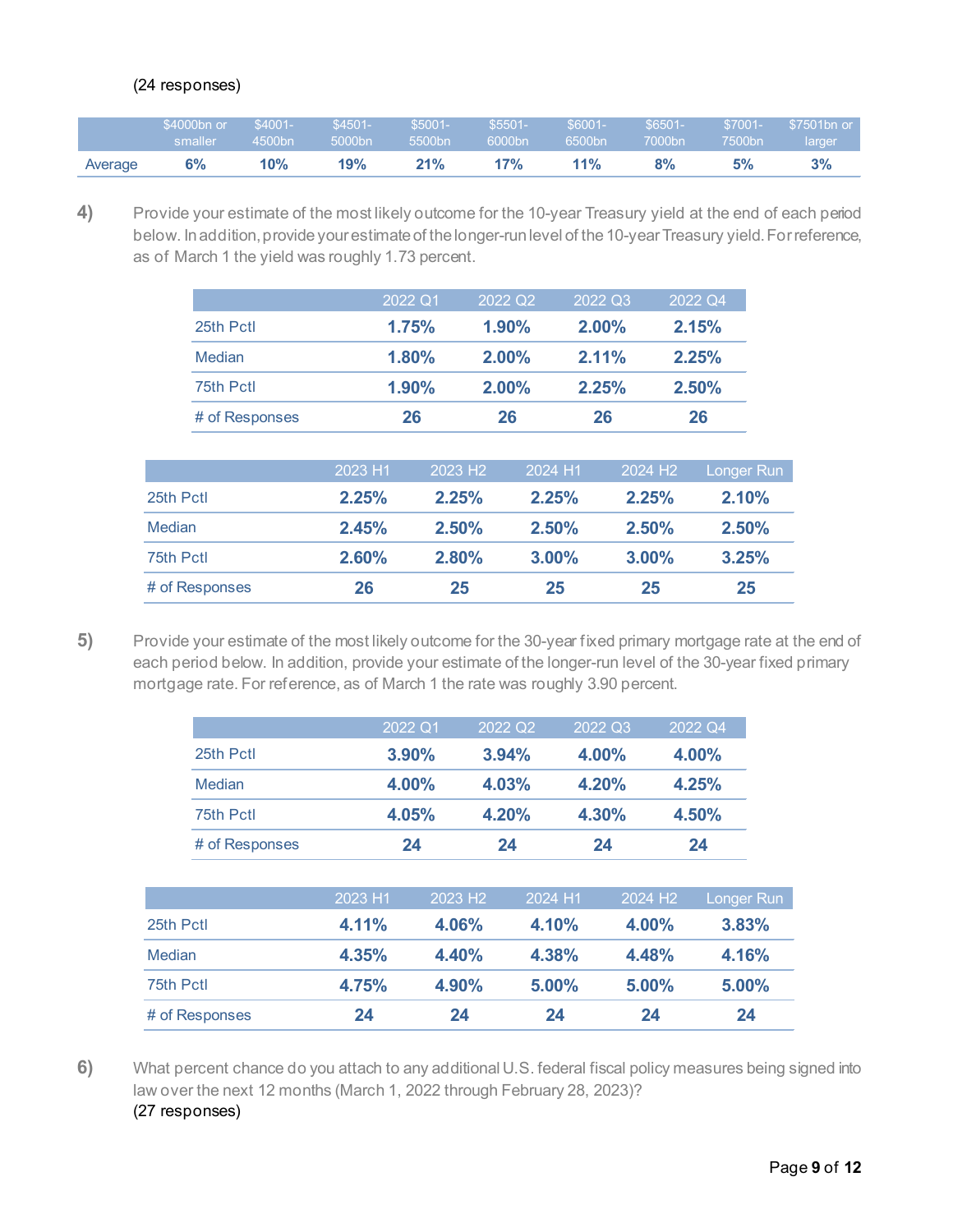(24 responses)

| | $4000bn or smaller | $4001-4500bn | $4501-5000bn | $5001-5500bn | $5501-6000bn | $6001-6500bn | $6501-7000bn | $7001-7500bn | $7501bn or larger |
|---|---|---|---|---|---|---|---|---|---|
| Average | **6%** | **10%** | **19%** | **21%** | **17%** | **11%** | **8%** | **5%** | **3%** |

**4)** Provide your estimate of the most likely outcome for the 10-year Treasury yield at the end of each period below. In addition, provide your estimate of the longer-run level of the 10-year Treasury yield. For reference, as of March 1 the yield was roughly 1.73 percent.

| | 2022 Q1 | 2022 Q2 | 2022 Q3 | 2022 Q4 |
|---|---|---|---|---|
| 25th Pctl | **1.75%** | **1.90%** | **2.00%** | **2.15%** |
| Median | **1.80%** | **2.00%** | **2.11%** | **2.25%** |
| 75th Pctl | **1.90%** | **2.00%** | **2.25%** | **2.50%** |
| # of Responses | **26** | **26** | **26** | **26** |

| | 2023 H1 | 2023 H2 | 2024 H1 | 2024 H2 | Longer Run |
|---|---|---|---|---|---|
| 25th Pctl | **2.25%** | **2.25%** | **2.25%** | **2.25%** | **2.10%** |
| Median | **2.45%** | **2.50%** | **2.50%** | **2.50%** | **2.50%** |
| 75th Pctl | **2.60%** | **2.80%** | **3.00%** | **3.00%** | **3.25%** |
| # of Responses | **26** | **25** | **25** | **25** | **25** |

**5)** Provide your estimate of the most likely outcome for the 30-year fixed primary mortgage rate at the end of each period below. In addition, provide your estimate of the longer-run level of the 30-year fixed primary mortgage rate. For reference, as of March 1 the rate was roughly 3.90 percent.

| | 2022 Q1 | 2022 Q2 | 2022 Q3 | 2022 Q4 |
|---|---|---|---|---|
| 25th Pctl | **3.90%** | **3.94%** | **4.00%** | **4.00%** |
| Median | **4.00%** | **4.03%** | **4.20%** | **4.25%** |
| 75th Pctl | **4.05%** | **4.20%** | **4.30%** | **4.50%** |
| # of Responses | **24** | **24** | **24** | **24** |

| | 2023 H1 | 2023 H2 | 2024 H1 | 2024 H2 | Longer Run |
|---|---|---|---|---|---|
| 25th Pctl | **4.11%** | **4.06%** | **4.10%** | **4.00%** | **3.83%** |
| Median | **4.35%** | **4.40%** | **4.38%** | **4.48%** | **4.16%** |
| 75th Pctl | **4.75%** | **4.90%** | **5.00%** | **5.00%** | **5.00%** |
| # of Responses | **24** | **24** | **24** | **24** | **24** |

**6)** What percent chance do you attach to any additional U.S. federal fiscal policy measures being signed into law over the next 12 months (March 1, 2022 through February 28, 2023)?
(27 responses)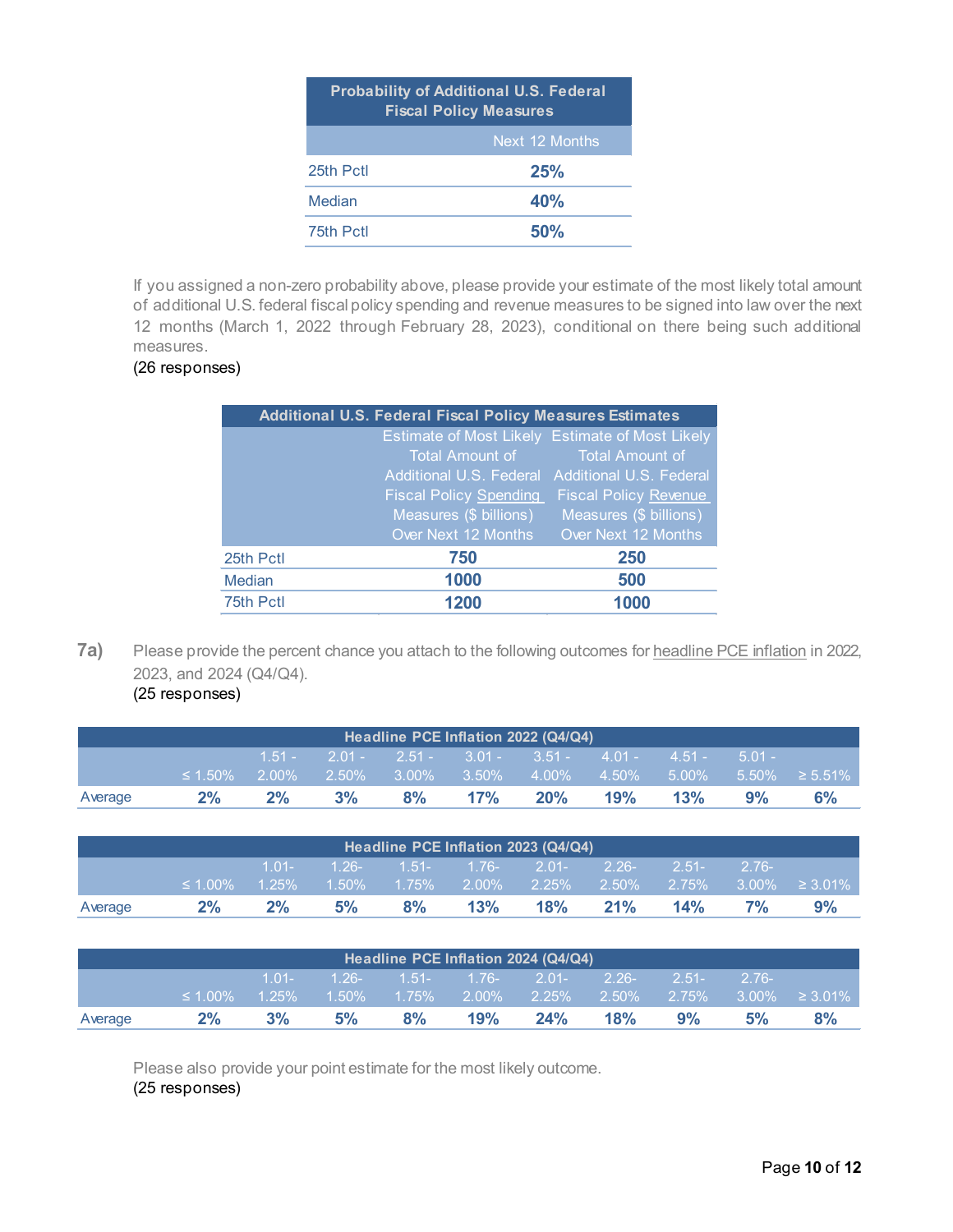| Probability of Additional U.S. Federal Fiscal Policy Measures | |
|---|---|
| | Next 12 Months |
| 25th Pctl | **25%** |
| Median | **40%** |
| 75th Pctl | **50%** |

If you assigned a non-zero probability above, please provide your estimate of the most likely total amount of additional U.S. federal fiscal policy spending and revenue measures to be signed into law over the next 12 months (March 1, 2022 through February 28, 2023), conditional on there being such additional measures.
(26 responses)

| Additional U.S. Federal Fiscal Policy Measures Estimates | | |
|---|---|---|
| | Estimate of Most Likely Total Amount of Additional U.S. Federal Fiscal Policy Spending Measures ($ billions) Over Next 12 Months | Estimate of Most Likely Total Amount of Additional U.S. Federal Fiscal Policy Revenue Measures ($ billions) Over Next 12 Months |
| 25th Pctl | **750** | **250** |
| Median | **1000** | **500** |
| 75th Pctl | **1200** | **1000** |

**7a)** Please provide the percent chance you attach to the following outcomes for headline PCE inflation in 2022, 2023, and 2024 (Q4/Q4).
(25 responses)

| Headline PCE Inflation 2022 (Q4/Q4) | | | | | | | | | | |
|---|---|---|---|---|---|---|---|---|---|---|
| | ≤ 1.50% | 1.51 - 2.00% | 2.01 - 2.50% | 2.51 - 3.00% | 3.01 - 3.50% | 3.51 - 4.00% | 4.01 - 4.50% | 4.51 - 5.00% | 5.01 - 5.50% | ≥ 5.51% |
| Average | **2%** | **2%** | **3%** | **8%** | **17%** | **20%** | **19%** | **13%** | **9%** | **6%** |

| Headline PCE Inflation 2023 (Q4/Q4) | | | | | | | | | | |
|---|---|---|---|---|---|---|---|---|---|---|
| | ≤ 1.00% | 1.01- 1.25% | 1.26- 1.50% | 1.51- 1.75% | 1.76- 2.00% | 2.01- 2.25% | 2.26- 2.50% | 2.51- 2.75% | 2.76- 3.00% | ≥ 3.01% |
| Average | **2%** | **2%** | **5%** | **8%** | **13%** | **18%** | **21%** | **14%** | **7%** | **9%** |

| Headline PCE Inflation 2024 (Q4/Q4) | | | | | | | | | | |
|---|---|---|---|---|---|---|---|---|---|---|
| | ≤ 1.00% | 1.01- 1.25% | 1.26- 1.50% | 1.51- 1.75% | 1.76- 2.00% | 2.01- 2.25% | 2.26- 2.50% | 2.51- 2.75% | 2.76- 3.00% | ≥ 3.01% |
| Average | **2%** | **3%** | **5%** | **8%** | **19%** | **24%** | **18%** | **9%** | **5%** | **8%** |

Please also provide your point estimate for the most likely outcome.
(25 responses)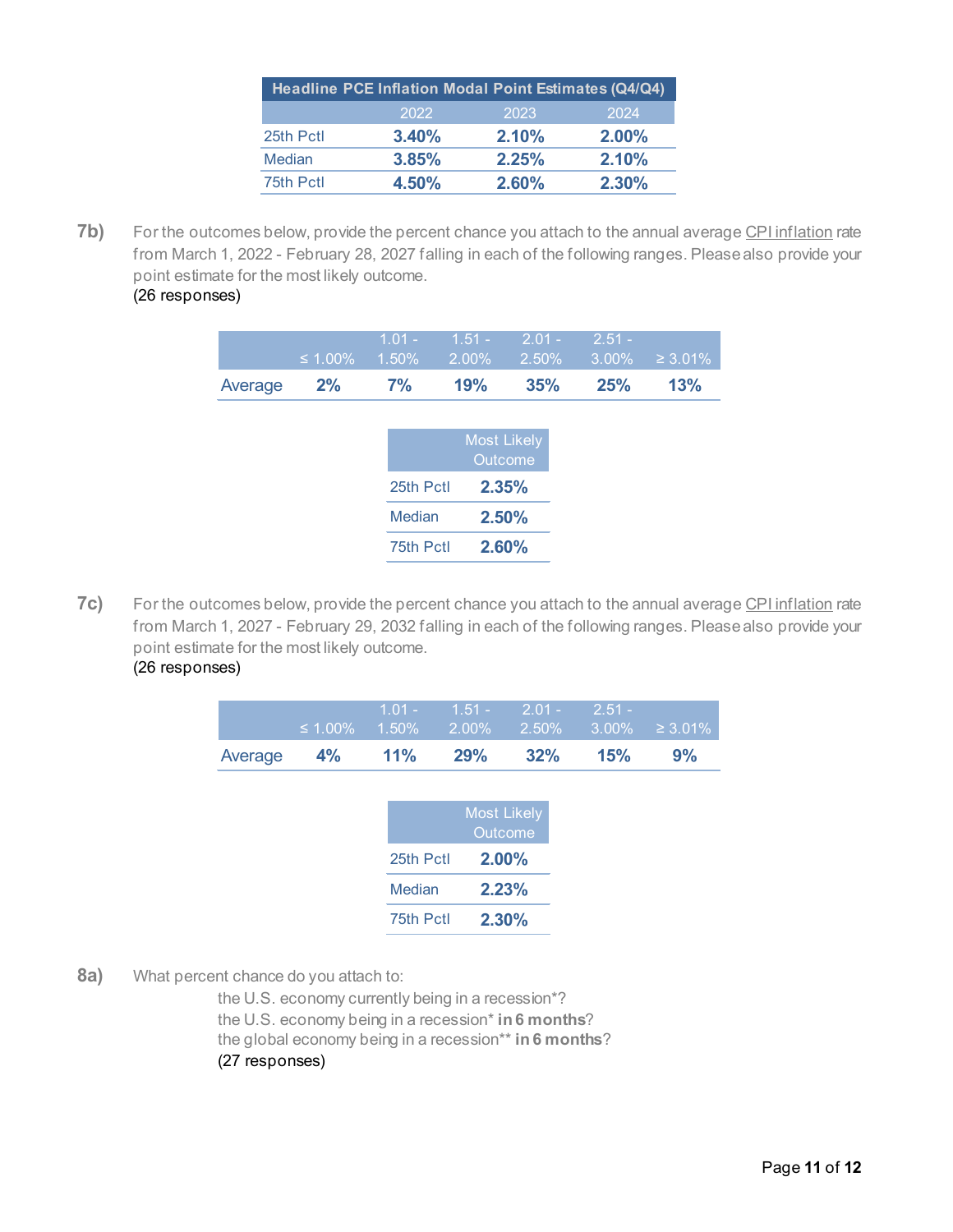| Headline PCE Inflation Modal Point Estimates (Q4/Q4) | | | |
|---|---|---|---|
| | 2022 | 2023 | 2024 |
| 25th Pctl | 3.40% | 2.10% | 2.00% |
| Median | 3.85% | 2.25% | 2.10% |
| 75th Pctl | 4.50% | 2.60% | 2.30% |

**7b)** For the outcomes below, provide the percent chance you attach to the annual average CPI inflation rate from March 1, 2022 - February 28, 2027 falling in each of the following ranges. Please also provide your point estimate for the most likely outcome.
(26 responses)

| | ≤ 1.00% | 1.01 - 1.50% | 1.51 - 2.00% | 2.01 - 2.50% | 2.51 - 3.00% | ≥ 3.01% |
|---|---|---|---|---|---|---|
| Average | 2% | 7% | 19% | 35% | 25% | 13% |

| | Most Likely Outcome |
|---|---|
| 25th Pctl | 2.35% |
| Median | 2.50% |
| 75th Pctl | 2.60% |

**7c)** For the outcomes below, provide the percent chance you attach to the annual average CPI inflation rate from March 1, 2027 - February 29, 2032 falling in each of the following ranges. Please also provide your point estimate for the most likely outcome.
(26 responses)

| | ≤ 1.00% | 1.01 - 1.50% | 1.51 - 2.00% | 2.01 - 2.50% | 2.51 - 3.00% | ≥ 3.01% |
|---|---|---|---|---|---|---|
| Average | 4% | 11% | 29% | 32% | 15% | 9% |

| | Most Likely Outcome |
|---|---|
| 25th Pctl | 2.00% |
| Median | 2.23% |
| 75th Pctl | 2.30% |

**8a)** What percent chance do you attach to:

the U.S. economy currently being in a recession*?
the U.S. economy being in a recession* **in 6 months**?
the global economy being in a recession** **in 6 months**?
(27 responses)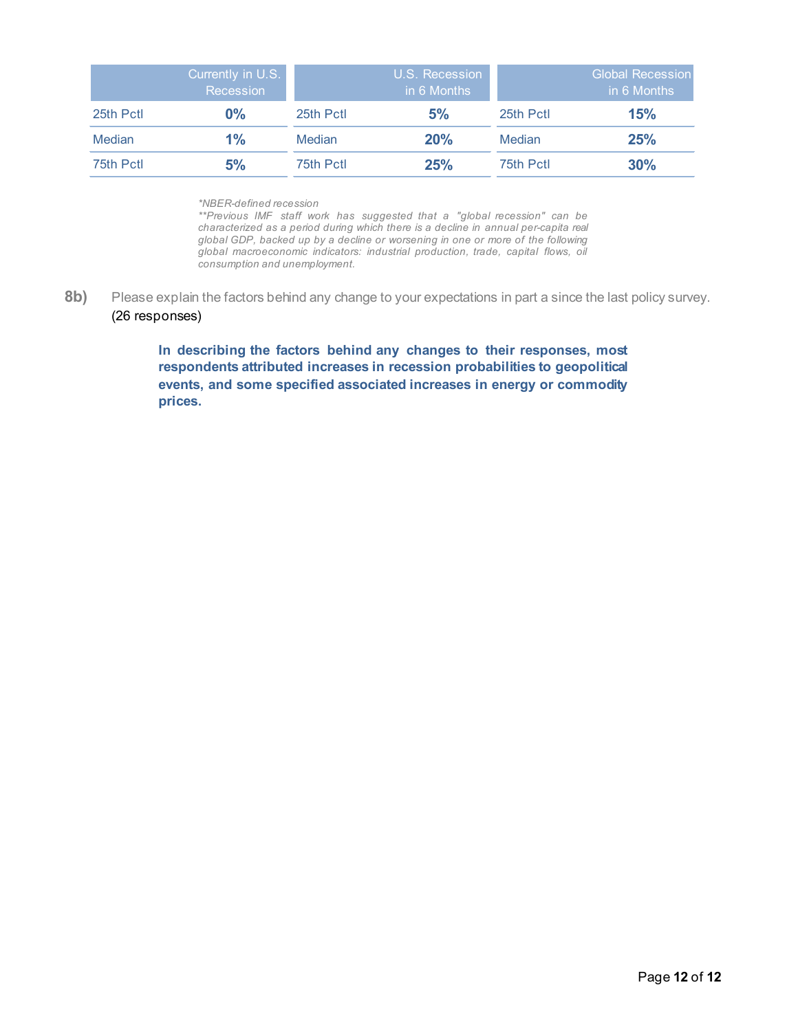| | Currently in U.S. Recession | | U.S. Recession in 6 Months | | Global Recession in 6 Months |
|---|---|---|---|---|---|
| 25th Pctl | **0%** | 25th Pctl | **5%** | 25th Pctl | **15%** |
| Median | **1%** | Median | **20%** | Median | **25%** |
| 75th Pctl | **5%** | 75th Pctl | **25%** | 75th Pctl | **30%** |

*\*NBER-defined recession*
*\*\*Previous IMF staff work has suggested that a "global recession" can be characterized as a period during which there is a decline in annual per-capita real global GDP, backed up by a decline or worsening in one or more of the following global macroeconomic indicators: industrial production, trade, capital flows, oil consumption and unemployment.*

**8b)** Please explain the factors behind any change to your expectations in part a since the last policy survey. (26 responses)

**In describing the factors behind any changes to their responses, most respondents attributed increases in recession probabilities to geopolitical events, and some specified associated increases in energy or commodity prices.**